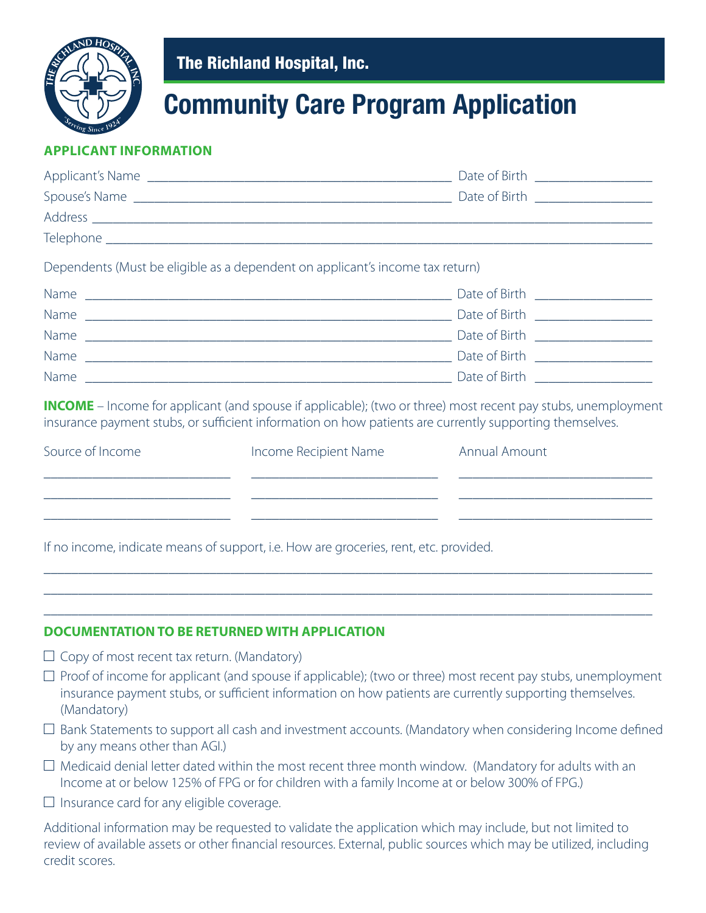# The Richland Hospital, Inc.

# Community Care Program Application

## APPLICANT INFORMATION

Applicant's Name ______________________________ Date of Birth ______________

Spouse's Name ______________________________ Date of Birth ______________

Address ______________________________________________

Telephone ______________________________________________

Dependents (Must be eligible as a dependent on applicant's income tax return)

Name ______________________________ Date of Birth ______________

Name ______________________________ Date of Birth ______________

Name ______________________________ Date of Birth ______________

Name ______________________________ Date of Birth ______________

Name ______________________________ Date of Birth ______________

**INCOME** – Income for applicant (and spouse if applicable); (two or three) most recent pay stubs, unemployment insurance payment stubs, or sufficient information on how patients are currently supporting themselves.

| Source of Income | Income Recipient Name | Annual Amount |
|---|---|---|
| | | |
| | | |
| | | |

If no income, indicate means of support, i.e. How are groceries, rent, etc. provided.

______________________________________________

______________________________________________

______________________________________________

## DOCUMENTATION TO BE RETURNED WITH APPLICATION

- ☐ Copy of most recent tax return. (Mandatory)
- ☐ Proof of income for applicant (and spouse if applicable); (two or three) most recent pay stubs, unemployment insurance payment stubs, or sufficient information on how patients are currently supporting themselves. (Mandatory)
- ☐ Bank Statements to support all cash and investment accounts. (Mandatory when considering Income defined by any means other than AGI.)
- ☐ Medicaid denial letter dated within the most recent three month window. (Mandatory for adults with an Income at or below 125% of FPG or for children with a family Income at or below 300% of FPG.)
- ☐ Insurance card for any eligible coverage.

Additional information may be requested to validate the application which may include, but not limited to review of available assets or other financial resources. External, public sources which may be utilized, including credit scores.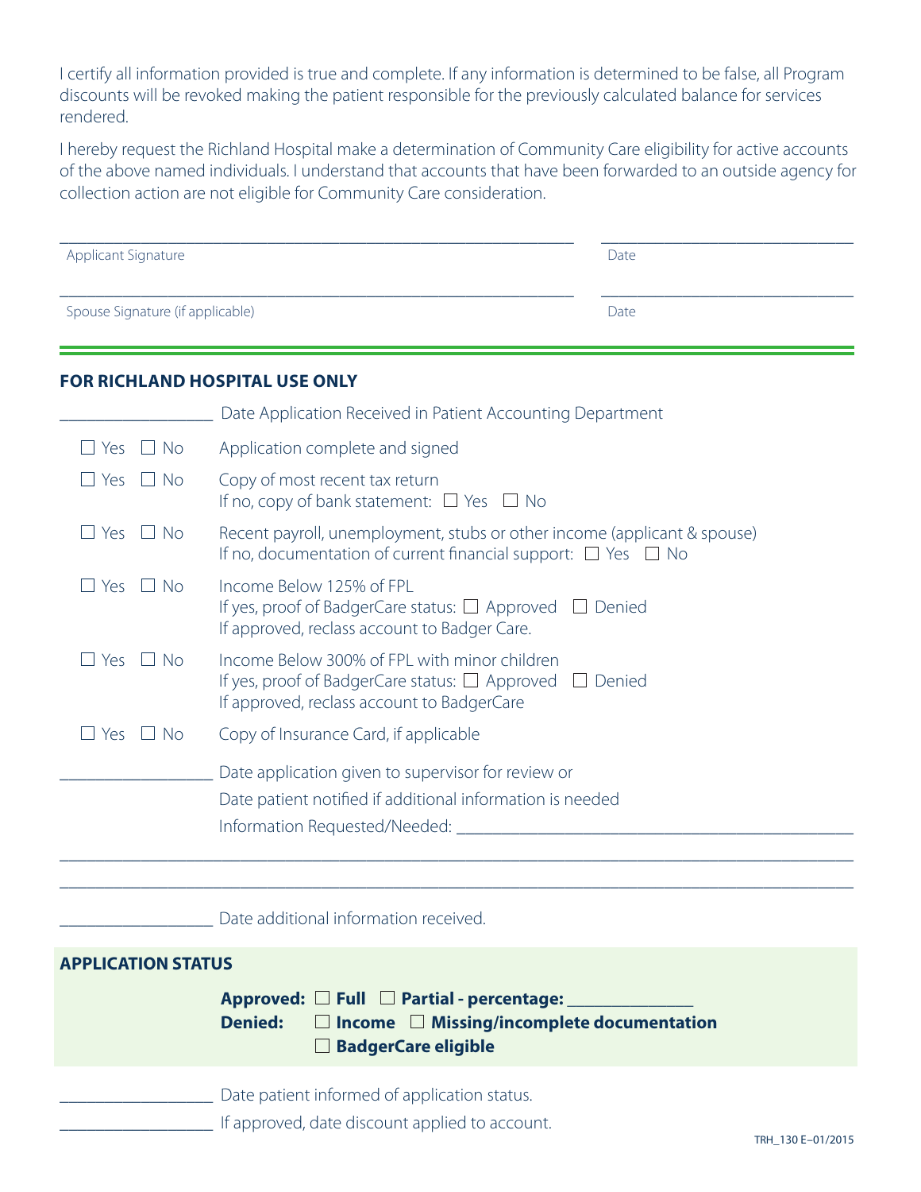I certify all information provided is true and complete. If any information is determined to be false, all Program discounts will be revoked making the patient responsible for the previously calculated balance for services rendered.

I hereby request the Richland Hospital make a determination of Community Care eligibility for active accounts of the above named individuals. I understand that accounts that have been forwarded to an outside agency for collection action are not eligible for Community Care consideration.

_______________________________________________ Applicant Signature _______________________ Date

_______________________________________________ Spouse Signature (if applicable) _______________________ Date

## FOR RICHLAND HOSPITAL USE ONLY

______________ Date Application Received in Patient Accounting Department

☐ Yes ☐ No Application complete and signed

☐ Yes ☐ No Copy of most recent tax return
If no, copy of bank statement: ☐ Yes ☐ No

☐ Yes ☐ No Recent payroll, unemployment, stubs or other income (applicant & spouse)
If no, documentation of current financial support: ☐ Yes ☐ No

☐ Yes ☐ No Income Below 125% of FPL
If yes, proof of BadgerCare status: ☐ Approved ☐ Denied
If approved, reclass account to Badger Care.

☐ Yes ☐ No Income Below 300% of FPL with minor children
If yes, proof of BadgerCare status: ☐ Approved ☐ Denied
If approved, reclass account to BadgerCare

☐ Yes ☐ No Copy of Insurance Card, if applicable

______________ Date application given to supervisor for review or
Date patient notified if additional information is needed
Information Requested/Needed: ______________________________________

_______________________________________________________________________

_______________________________________________________________________

______________ Date additional information received.

## APPLICATION STATUS

**Approved:** ☐ **Full** ☐ **Partial - percentage:** ____________
**Denied:** ☐ **Income** ☐ **Missing/incomplete documentation**
☐ **BadgerCare eligible**

______________ Date patient informed of application status.
______________ If approved, date discount applied to account.

TRH_130 E–01/2015